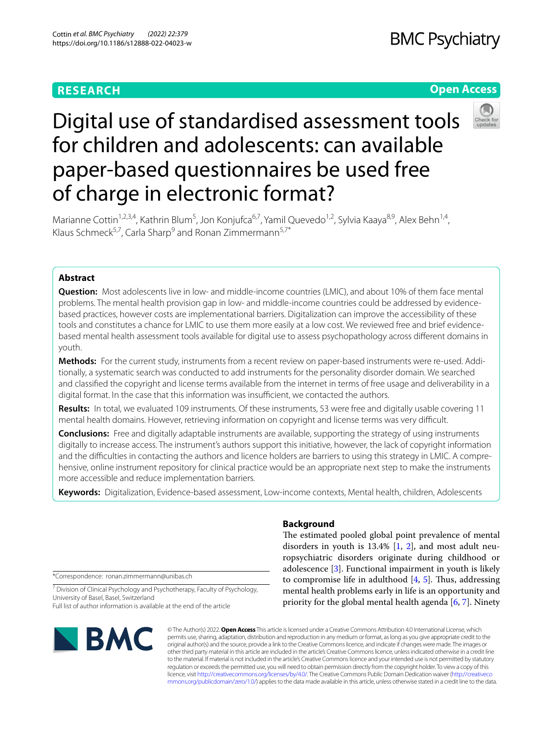RESEARCH

Open Access

# Digital use of standardised assessment tools for children and adolescents: can available paper-based questionnaires be used free of charge in electronic format?

Marianne Cottin[1,2,3,4], Kathrin Blum[5], Jon Konjufca[6,7], Yamil Quevedo[1,2], Sylvia Kaaya[8,9], Alex Behn[1,4], Klaus Schmeck[5,7], Carla Sharp[9] and Ronan Zimmermann[5,7*]

## Abstract

**Question:** Most adolescents live in low- and middle-income countries (LMIC), and about 10% of them face mental problems. The mental health provision gap in low- and middle-income countries could be addressed by evidence-based practices, however costs are implementational barriers. Digitalization can improve the accessibility of these tools and constitutes a chance for LMIC to use them more easily at a low cost. We reviewed free and brief evidence-based mental health assessment tools available for digital use to assess psychopathology across different domains in youth.

**Methods:** For the current study, instruments from a recent review on paper-based instruments were re-used. Additionally, a systematic search was conducted to add instruments for the personality disorder domain. We searched and classified the copyright and license terms available from the internet in terms of free usage and deliverability in a digital format. In the case that this information was insufficient, we contacted the authors.

**Results:** In total, we evaluated 109 instruments. Of these instruments, 53 were free and digitally usable covering 11 mental health domains. However, retrieving information on copyright and license terms was very difficult.

**Conclusions:** Free and digitally adaptable instruments are available, supporting the strategy of using instruments digitally to increase access. The instrument's authors support this initiative, however, the lack of copyright information and the difficulties in contacting the authors and licence holders are barriers to using this strategy in LMIC. A comprehensive, online instrument repository for clinical practice would be an appropriate next step to make the instruments more accessible and reduce implementation barriers.

**Keywords:** Digitalization, Evidence-based assessment, Low-income contexts, Mental health, children, Adolescents

## Background

The estimated pooled global point prevalence of mental disorders in youth is 13.4% [1, 2], and most adult neuropsychiatric disorders originate during childhood or adolescence [3]. Functional impairment in youth is likely to compromise life in adulthood [4, 5]. Thus, addressing mental health problems early in life is an opportunity and priority for the global mental health agenda [6, 7]. Ninety

*Correspondence: ronan.zimmermann@unibas.ch

[7] Division of Clinical Psychology and Psychotherapy, Faculty of Psychology, University of Basel, Basel, Switzerland

Full list of author information is available at the end of the article

© The Author(s) 2022. **Open Access** This article is licensed under a Creative Commons Attribution 4.0 International License, which permits use, sharing, adaptation, distribution and reproduction in any medium or format, as long as you give appropriate credit to the original author(s) and the source, provide a link to the Creative Commons licence, and indicate if changes were made. The images or other third party material in this article are included in the article's Creative Commons licence, unless indicated otherwise in a credit line to the material. If material is not included in the article's Creative Commons licence and your intended use is not permitted by statutory regulation or exceeds the permitted use, you will need to obtain permission directly from the copyright holder. To view a copy of this licence, visit http://creativecommons.org/licenses/by/4.0/. The Creative Commons Public Domain Dedication waiver (http://creativecommons.org/publicdomain/zero/1.0/) applies to the data made available in this article, unless otherwise stated in a credit line to the data.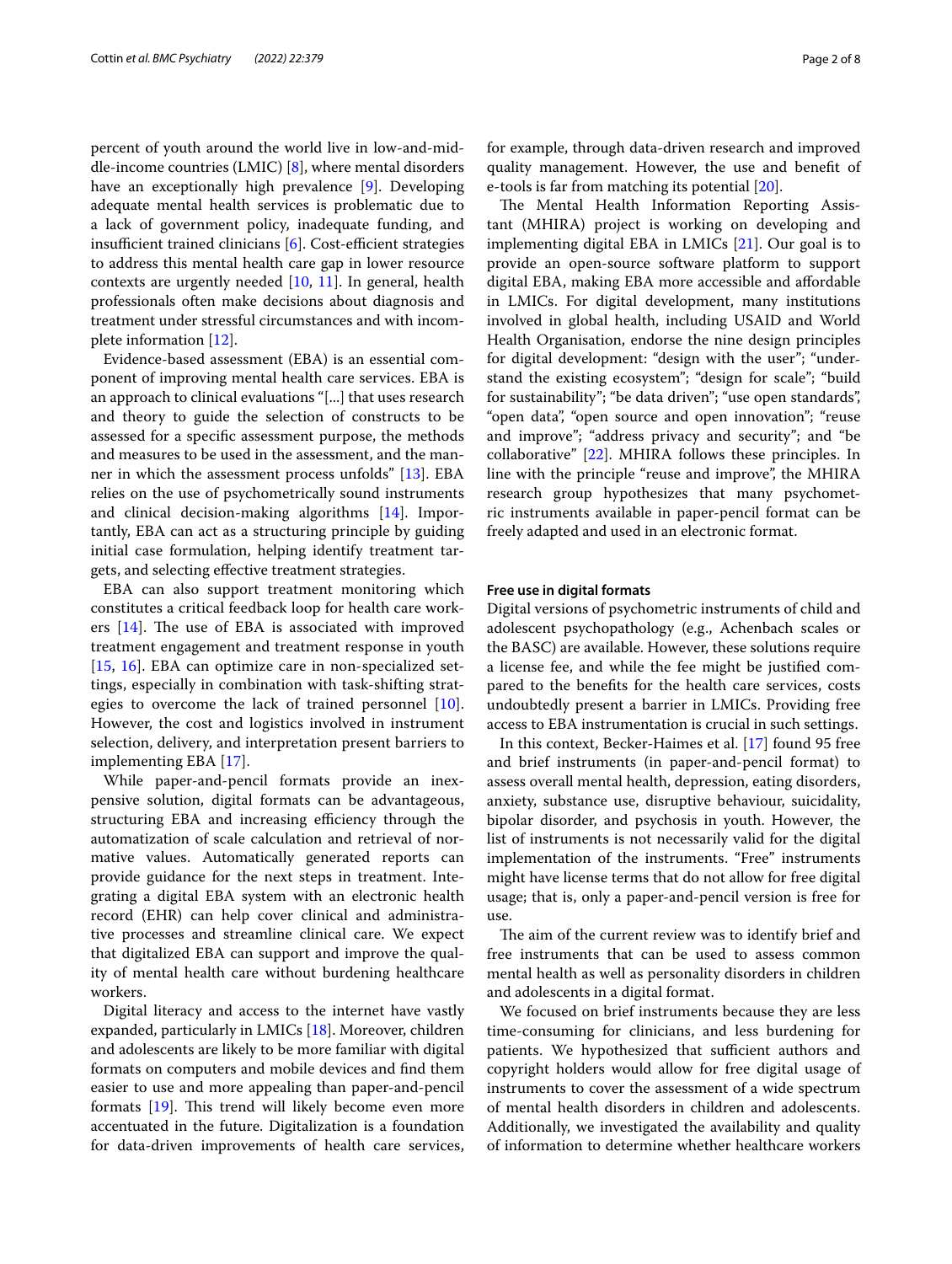percent of youth around the world live in low-and-middle-income countries (LMIC) [8], where mental disorders have an exceptionally high prevalence [9]. Developing adequate mental health services is problematic due to a lack of government policy, inadequate funding, and insufficient trained clinicians [6]. Cost-efficient strategies to address this mental health care gap in lower resource contexts are urgently needed [10, 11]. In general, health professionals often make decisions about diagnosis and treatment under stressful circumstances and with incomplete information [12].

Evidence-based assessment (EBA) is an essential component of improving mental health care services. EBA is an approach to clinical evaluations "[...] that uses research and theory to guide the selection of constructs to be assessed for a specific assessment purpose, the methods and measures to be used in the assessment, and the manner in which the assessment process unfolds" [13]. EBA relies on the use of psychometrically sound instruments and clinical decision-making algorithms [14]. Importantly, EBA can act as a structuring principle by guiding initial case formulation, helping identify treatment targets, and selecting effective treatment strategies.

EBA can also support treatment monitoring which constitutes a critical feedback loop for health care workers [14]. The use of EBA is associated with improved treatment engagement and treatment response in youth [15, 16]. EBA can optimize care in non-specialized settings, especially in combination with task-shifting strategies to overcome the lack of trained personnel [10]. However, the cost and logistics involved in instrument selection, delivery, and interpretation present barriers to implementing EBA [17].

While paper-and-pencil formats provide an inexpensive solution, digital formats can be advantageous, structuring EBA and increasing efficiency through the automatization of scale calculation and retrieval of normative values. Automatically generated reports can provide guidance for the next steps in treatment. Integrating a digital EBA system with an electronic health record (EHR) can help cover clinical and administrative processes and streamline clinical care. We expect that digitalized EBA can support and improve the quality of mental health care without burdening healthcare workers.

Digital literacy and access to the internet have vastly expanded, particularly in LMICs [18]. Moreover, children and adolescents are likely to be more familiar with digital formats on computers and mobile devices and find them easier to use and more appealing than paper-and-pencil formats [19]. This trend will likely become even more accentuated in the future. Digitalization is a foundation for data-driven improvements of health care services, for example, through data-driven research and improved quality management. However, the use and benefit of e-tools is far from matching its potential [20].

The Mental Health Information Reporting Assistant (MHIRA) project is working on developing and implementing digital EBA in LMICs [21]. Our goal is to provide an open-source software platform to support digital EBA, making EBA more accessible and affordable in LMICs. For digital development, many institutions involved in global health, including USAID and World Health Organisation, endorse the nine design principles for digital development: "design with the user"; "understand the existing ecosystem"; "design for scale"; "build for sustainability"; "be data driven"; "use open standards", "open data", "open source and open innovation"; "reuse and improve"; "address privacy and security"; and "be collaborative" [22]. MHIRA follows these principles. In line with the principle "reuse and improve", the MHIRA research group hypothesizes that many psychometric instruments available in paper-pencil format can be freely adapted and used in an electronic format.

#### Free use in digital formats

Digital versions of psychometric instruments of child and adolescent psychopathology (e.g., Achenbach scales or the BASC) are available. However, these solutions require a license fee, and while the fee might be justified compared to the benefits for the health care services, costs undoubtedly present a barrier in LMICs. Providing free access to EBA instrumentation is crucial in such settings.

In this context, Becker-Haimes et al. [17] found 95 free and brief instruments (in paper-and-pencil format) to assess overall mental health, depression, eating disorders, anxiety, substance use, disruptive behaviour, suicidality, bipolar disorder, and psychosis in youth. However, the list of instruments is not necessarily valid for the digital implementation of the instruments. "Free" instruments might have license terms that do not allow for free digital usage; that is, only a paper-and-pencil version is free for use.

The aim of the current review was to identify brief and free instruments that can be used to assess common mental health as well as personality disorders in children and adolescents in a digital format.

We focused on brief instruments because they are less time-consuming for clinicians, and less burdening for patients. We hypothesized that sufficient authors and copyright holders would allow for free digital usage of instruments to cover the assessment of a wide spectrum of mental health disorders in children and adolescents. Additionally, we investigated the availability and quality of information to determine whether healthcare workers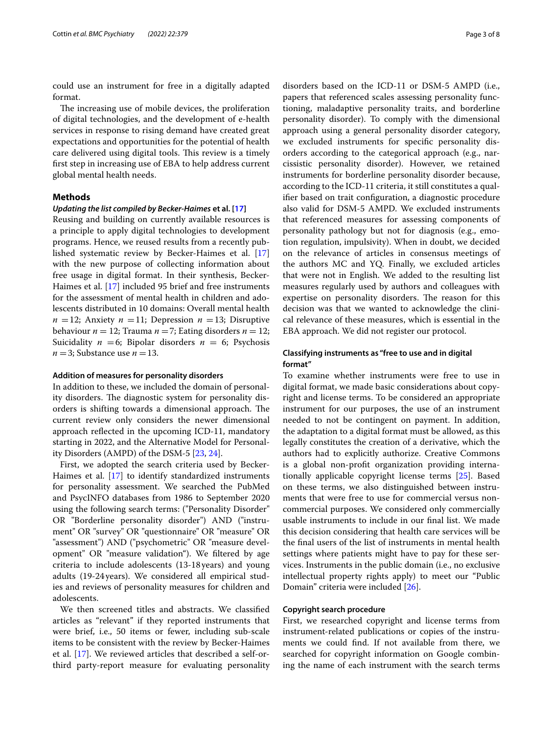could use an instrument for free in a digitally adapted format.

The increasing use of mobile devices, the proliferation of digital technologies, and the development of e-health services in response to rising demand have created great expectations and opportunities for the potential of health care delivered using digital tools. This review is a timely first step in increasing use of EBA to help address current global mental health needs.

## Methods

### *Updating the list compiled by Becker-Haimes et al. [17]*

Reusing and building on currently available resources is a principle to apply digital technologies to development programs. Hence, we reused results from a recently published systematic review by Becker-Haimes et al. [17] with the new purpose of collecting information about free usage in digital format. In their synthesis, Becker-Haimes et al. [17] included 95 brief and free instruments for the assessment of mental health in children and adolescents distributed in 10 domains: Overall mental health $n = 12$; Anxiety $n = 11$; Depression $n = 13$; Disruptive behaviour $n = 12$; Trauma $n = 7$; Eating disorders $n = 12$; Suicidality $n = 6$; Bipolar disorders $n = 6$; Psychosis $n = 3$; Substance use $n = 13$.

### Addition of measures for personality disorders

In addition to these, we included the domain of personality disorders. The diagnostic system for personality disorders is shifting towards a dimensional approach. The current review only considers the newer dimensional approach reflected in the upcoming ICD-11, mandatory starting in 2022, and the Alternative Model for Personality Disorders (AMPD) of the DSM-5 [23, 24].

First, we adopted the search criteria used by Becker-Haimes et al. [17] to identify standardized instruments for personality assessment. We searched the PubMed and PsycINFO databases from 1986 to September 2020 using the following search terms: ("Personality Disorder" OR "Borderline personality disorder") AND ("instrument" OR "survey" OR "questionnaire" OR "measure" OR "assessment") AND ("psychometric" OR "measure development" OR "measure validation"). We filtered by age criteria to include adolescents (13-18 years) and young adults (19-24 years). We considered all empirical studies and reviews of personality measures for children and adolescents.

We then screened titles and abstracts. We classified articles as "relevant" if they reported instruments that were brief, i.e., 50 items or fewer, including sub-scale items to be consistent with the review by Becker-Haimes et al. [17]. We reviewed articles that described a self-or-third party-report measure for evaluating personality disorders based on the ICD-11 or DSM-5 AMPD (i.e., papers that referenced scales assessing personality functioning, maladaptive personality traits, and borderline personality disorder). To comply with the dimensional approach using a general personality disorder category, we excluded instruments for specific personality disorders according to the categorical approach (e.g., narcissistic personality disorder). However, we retained instruments for borderline personality disorder because, according to the ICD-11 criteria, it still constitutes a qualifier based on trait configuration, a diagnostic procedure also valid for DSM-5 AMPD. We excluded instruments that referenced measures for assessing components of personality pathology but not for diagnosis (e.g., emotion regulation, impulsivity). When in doubt, we decided on the relevance of articles in consensus meetings of the authors MC and YQ. Finally, we excluded articles that were not in English. We added to the resulting list measures regularly used by authors and colleagues with expertise on personality disorders. The reason for this decision was that we wanted to acknowledge the clinical relevance of these measures, which is essential in the EBA approach. We did not register our protocol.

### Classifying instruments as "free to use and in digital format"

To examine whether instruments were free to use in digital format, we made basic considerations about copyright and license terms. To be considered an appropriate instrument for our purposes, the use of an instrument needed to not be contingent on payment. In addition, the adaptation to a digital format must be allowed, as this legally constitutes the creation of a derivative, which the authors had to explicitly authorize. Creative Commons is a global non-profit organization providing internationally applicable copyright license terms [25]. Based on these terms, we also distinguished between instruments that were free to use for commercial versus non-commercial purposes. We considered only commercially usable instruments to include in our final list. We made this decision considering that health care services will be the final users of the list of instruments in mental health settings where patients might have to pay for these services. Instruments in the public domain (i.e., no exclusive intellectual property rights apply) to meet our "Public Domain" criteria were included [26].

### Copyright search procedure

First, we researched copyright and license terms from instrument-related publications or copies of the instruments we could find. If not available from there, we searched for copyright information on Google combining the name of each instrument with the search terms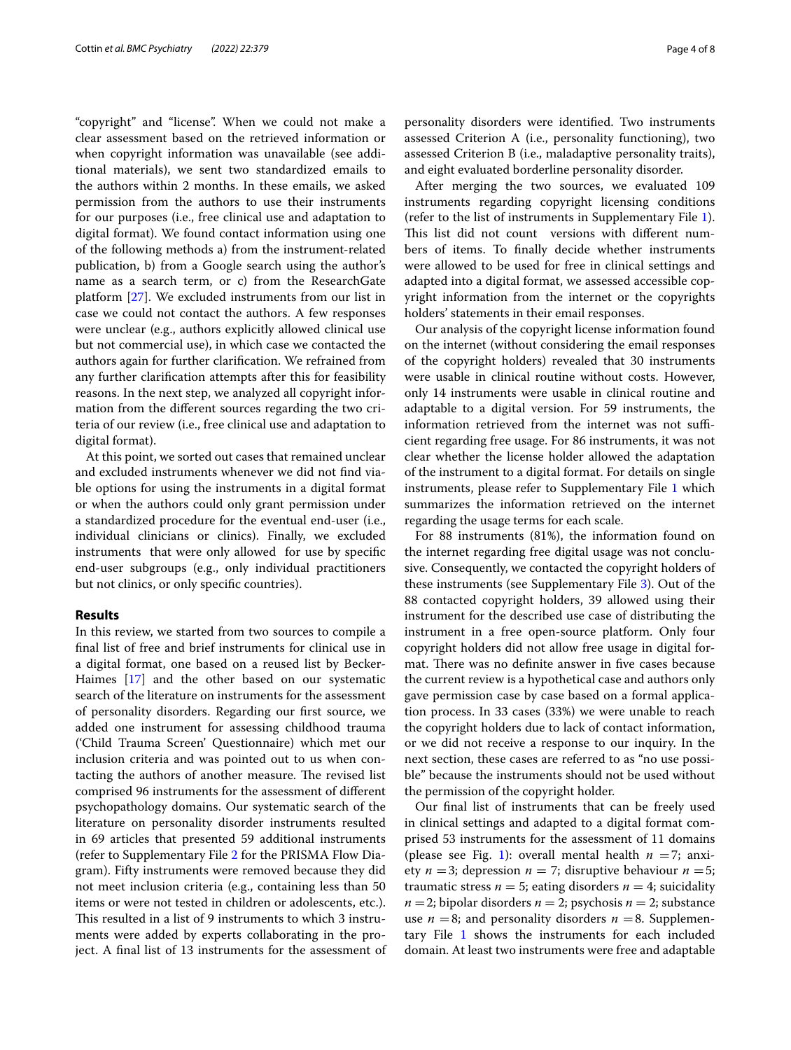"copyright" and "license". When we could not make a clear assessment based on the retrieved information or when copyright information was unavailable (see additional materials), we sent two standardized emails to the authors within 2 months. In these emails, we asked permission from the authors to use their instruments for our purposes (i.e., free clinical use and adaptation to digital format). We found contact information using one of the following methods a) from the instrument-related publication, b) from a Google search using the author's name as a search term, or c) from the ResearchGate platform [27]. We excluded instruments from our list in case we could not contact the authors. A few responses were unclear (e.g., authors explicitly allowed clinical use but not commercial use), in which case we contacted the authors again for further clarification. We refrained from any further clarification attempts after this for feasibility reasons. In the next step, we analyzed all copyright information from the different sources regarding the two criteria of our review (i.e., free clinical use and adaptation to digital format).

At this point, we sorted out cases that remained unclear and excluded instruments whenever we did not find viable options for using the instruments in a digital format or when the authors could only grant permission under a standardized procedure for the eventual end-user (i.e., individual clinicians or clinics). Finally, we excluded instruments that were only allowed for use by specific end-user subgroups (e.g., only individual practitioners but not clinics, or only specific countries).

## Results

In this review, we started from two sources to compile a final list of free and brief instruments for clinical use in a digital format, one based on a reused list by Becker-Haimes [17] and the other based on our systematic search of the literature on instruments for the assessment of personality disorders. Regarding our first source, we added one instrument for assessing childhood trauma ('Child Trauma Screen' Questionnaire) which met our inclusion criteria and was pointed out to us when contacting the authors of another measure. The revised list comprised 96 instruments for the assessment of different psychopathology domains. Our systematic search of the literature on personality disorder instruments resulted in 69 articles that presented 59 additional instruments (refer to Supplementary File 2 for the PRISMA Flow Diagram). Fifty instruments were removed because they did not meet inclusion criteria (e.g., containing less than 50 items or were not tested in children or adolescents, etc.). This resulted in a list of 9 instruments to which 3 instruments were added by experts collaborating in the project. A final list of 13 instruments for the assessment of personality disorders were identified. Two instruments assessed Criterion A (i.e., personality functioning), two assessed Criterion B (i.e., maladaptive personality traits), and eight evaluated borderline personality disorder.

After merging the two sources, we evaluated 109 instruments regarding copyright licensing conditions (refer to the list of instruments in Supplementary File 1). This list did not count versions with different numbers of items. To finally decide whether instruments were allowed to be used for free in clinical settings and adapted into a digital format, we assessed accessible copyright information from the internet or the copyrights holders' statements in their email responses.

Our analysis of the copyright license information found on the internet (without considering the email responses of the copyright holders) revealed that 30 instruments were usable in clinical routine without costs. However, only 14 instruments were usable in clinical routine and adaptable to a digital version. For 59 instruments, the information retrieved from the internet was not sufficient regarding free usage. For 86 instruments, it was not clear whether the license holder allowed the adaptation of the instrument to a digital format. For details on single instruments, please refer to Supplementary File 1 which summarizes the information retrieved on the internet regarding the usage terms for each scale.

For 88 instruments (81%), the information found on the internet regarding free digital usage was not conclusive. Consequently, we contacted the copyright holders of these instruments (see Supplementary File 3). Out of the 88 contacted copyright holders, 39 allowed using their instrument for the described use case of distributing the instrument in a free open-source platform. Only four copyright holders did not allow free usage in digital format. There was no definite answer in five cases because the current review is a hypothetical case and authors only gave permission case by case based on a formal application process. In 33 cases (33%) we were unable to reach the copyright holders due to lack of contact information, or we did not receive a response to our inquiry. In the next section, these cases are referred to as "no use possible" because the instruments should not be used without the permission of the copyright holder.

Our final list of instruments that can be freely used in clinical settings and adapted to a digital format comprised 53 instruments for the assessment of 11 domains (please see Fig. 1): overall mental health $n = 7$; anxiety $n = 3$; depression $n = 7$; disruptive behaviour $n = 5$; traumatic stress $n = 5$; eating disorders $n = 4$; suicidality $n = 2$; bipolar disorders $n = 2$; psychosis $n = 2$; substance use $n = 8$; and personality disorders $n = 8$. Supplementary File 1 shows the instruments for each included domain. At least two instruments were free and adaptable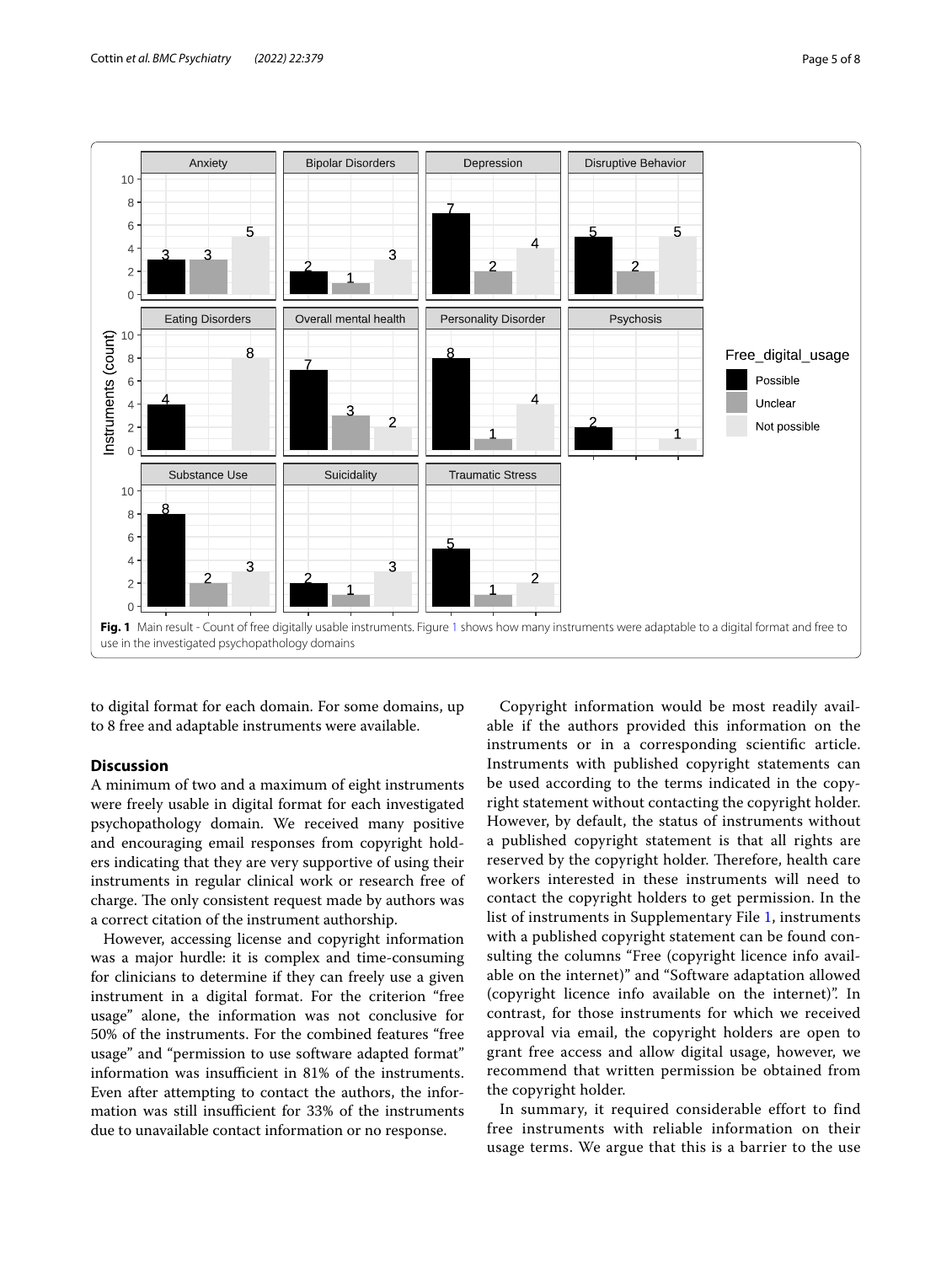**Fig. 1** Main result - Count of free digitally usable instruments. Figure 1 shows how many instruments were adaptable to a digital format and free to use in the investigated psychopathology domains

to digital format for each domain. For some domains, up to 8 free and adaptable instruments were available.

## Discussion

A minimum of two and a maximum of eight instruments were freely usable in digital format for each investigated psychopathology domain. We received many positive and encouraging email responses from copyright holders indicating that they are very supportive of using their instruments in regular clinical work or research free of charge. The only consistent request made by authors was a correct citation of the instrument authorship.

However, accessing license and copyright information was a major hurdle: it is complex and time-consuming for clinicians to determine if they can freely use a given instrument in a digital format. For the criterion "free usage" alone, the information was not conclusive for 50% of the instruments. For the combined features "free usage" and "permission to use software adapted format" information was insufficient in 81% of the instruments. Even after attempting to contact the authors, the information was still insufficient for 33% of the instruments due to unavailable contact information or no response.

Copyright information would be most readily available if the authors provided this information on the instruments or in a corresponding scientific article. Instruments with published copyright statements can be used according to the terms indicated in the copyright statement without contacting the copyright holder. However, by default, the status of instruments without a published copyright statement is that all rights are reserved by the copyright holder. Therefore, health care workers interested in these instruments will need to contact the copyright holders to get permission. In the list of instruments in Supplementary File 1, instruments with a published copyright statement can be found consulting the columns "Free (copyright licence info available on the internet)" and "Software adaptation allowed (copyright licence info available on the internet)". In contrast, for those instruments for which we received approval via email, the copyright holders are open to grant free access and allow digital usage, however, we recommend that written permission be obtained from the copyright holder.

In summary, it required considerable effort to find free instruments with reliable information on their usage terms. We argue that this is a barrier to the use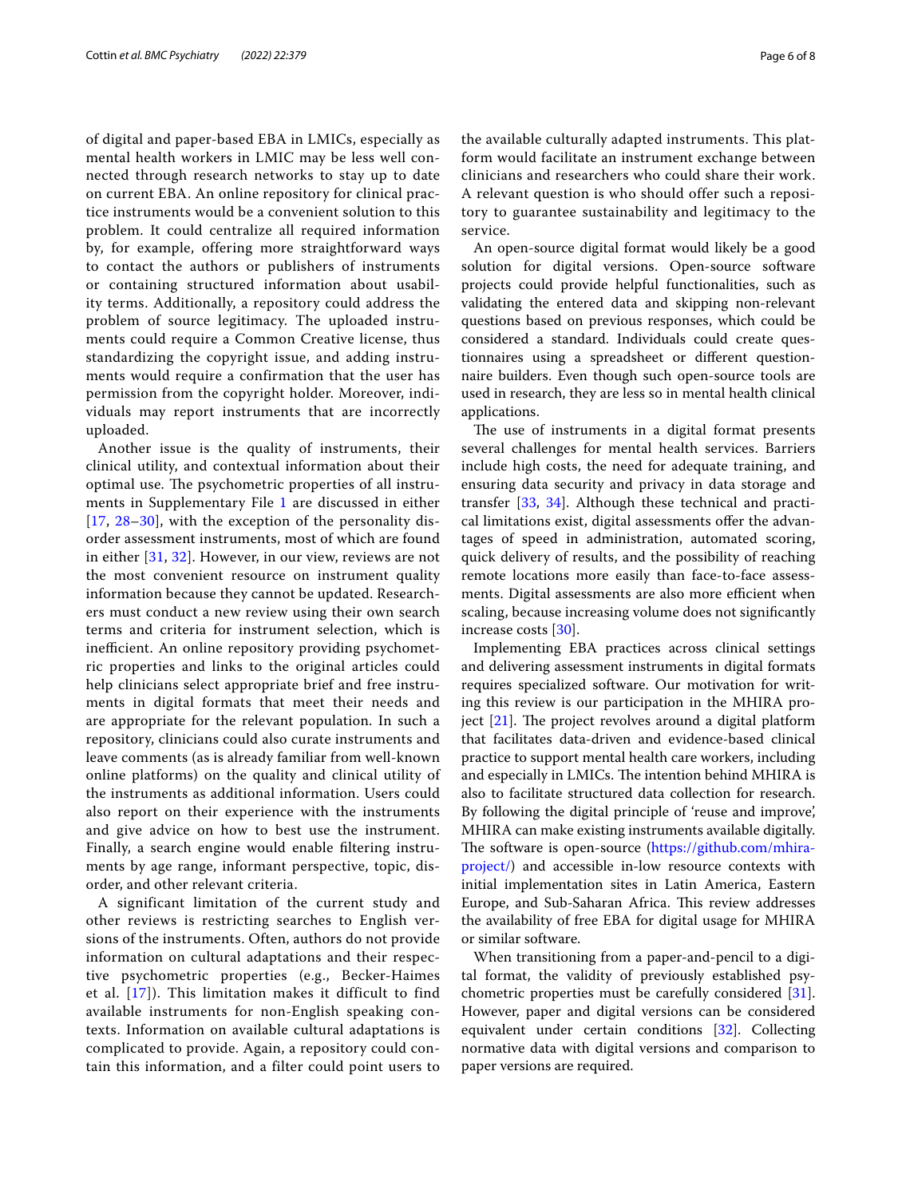of digital and paper-based EBA in LMICs, especially as mental health workers in LMIC may be less well connected through research networks to stay up to date on current EBA. An online repository for clinical practice instruments would be a convenient solution to this problem. It could centralize all required information by, for example, offering more straightforward ways to contact the authors or publishers of instruments or containing structured information about usability terms. Additionally, a repository could address the problem of source legitimacy. The uploaded instruments could require a Common Creative license, thus standardizing the copyright issue, and adding instruments would require a confirmation that the user has permission from the copyright holder. Moreover, individuals may report instruments that are incorrectly uploaded.

Another issue is the quality of instruments, their clinical utility, and contextual information about their optimal use. The psychometric properties of all instruments in Supplementary File 1 are discussed in either [17, 28–30], with the exception of the personality disorder assessment instruments, most of which are found in either [31, 32]. However, in our view, reviews are not the most convenient resource on instrument quality information because they cannot be updated. Researchers must conduct a new review using their own search terms and criteria for instrument selection, which is inefficient. An online repository providing psychometric properties and links to the original articles could help clinicians select appropriate brief and free instruments in digital formats that meet their needs and are appropriate for the relevant population. In such a repository, clinicians could also curate instruments and leave comments (as is already familiar from well-known online platforms) on the quality and clinical utility of the instruments as additional information. Users could also report on their experience with the instruments and give advice on how to best use the instrument. Finally, a search engine would enable filtering instruments by age range, informant perspective, topic, disorder, and other relevant criteria.

A significant limitation of the current study and other reviews is restricting searches to English versions of the instruments. Often, authors do not provide information on cultural adaptations and their respective psychometric properties (e.g., Becker-Haimes et al. [17]). This limitation makes it difficult to find available instruments for non-English speaking contexts. Information on available cultural adaptations is complicated to provide. Again, a repository could contain this information, and a filter could point users to the available culturally adapted instruments. This platform would facilitate an instrument exchange between clinicians and researchers who could share their work. A relevant question is who should offer such a repository to guarantee sustainability and legitimacy to the service.

An open-source digital format would likely be a good solution for digital versions. Open-source software projects could provide helpful functionalities, such as validating the entered data and skipping non-relevant questions based on previous responses, which could be considered a standard. Individuals could create questionnaires using a spreadsheet or different questionnaire builders. Even though such open-source tools are used in research, they are less so in mental health clinical applications.

The use of instruments in a digital format presents several challenges for mental health services. Barriers include high costs, the need for adequate training, and ensuring data security and privacy in data storage and transfer [33, 34]. Although these technical and practical limitations exist, digital assessments offer the advantages of speed in administration, automated scoring, quick delivery of results, and the possibility of reaching remote locations more easily than face-to-face assessments. Digital assessments are also more efficient when scaling, because increasing volume does not significantly increase costs [30].

Implementing EBA practices across clinical settings and delivering assessment instruments in digital formats requires specialized software. Our motivation for writing this review is our participation in the MHIRA project [21]. The project revolves around a digital platform that facilitates data-driven and evidence-based clinical practice to support mental health care workers, including and especially in LMICs. The intention behind MHIRA is also to facilitate structured data collection for research. By following the digital principle of 'reuse and improve', MHIRA can make existing instruments available digitally. The software is open-source (https://github.com/mhira-project/) and accessible in-low resource contexts with initial implementation sites in Latin America, Eastern Europe, and Sub-Saharan Africa. This review addresses the availability of free EBA for digital usage for MHIRA or similar software.

When transitioning from a paper-and-pencil to a digital format, the validity of previously established psychometric properties must be carefully considered [31]. However, paper and digital versions can be considered equivalent under certain conditions [32]. Collecting normative data with digital versions and comparison to paper versions are required.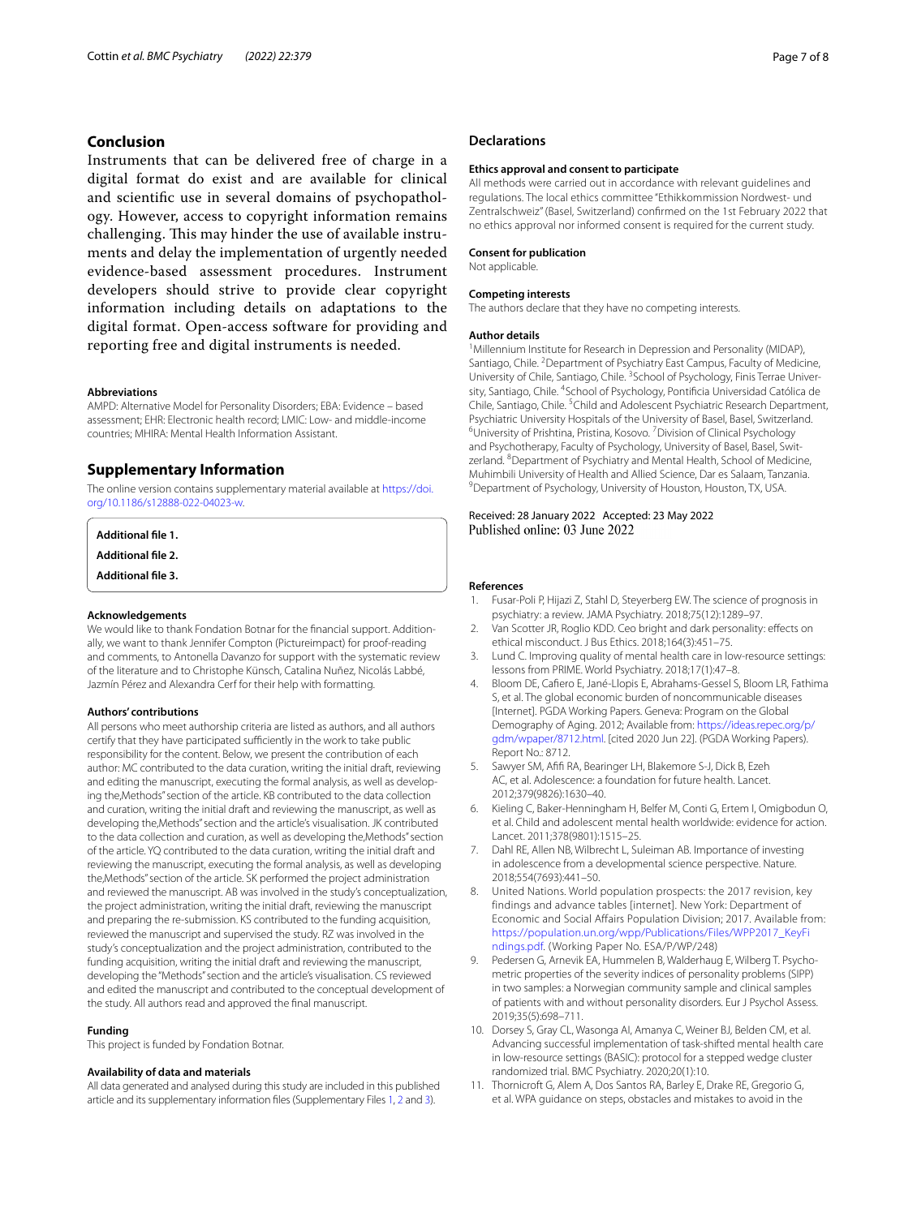## Conclusion

Instruments that can be delivered free of charge in a digital format do exist and are available for clinical and scientific use in several domains of psychopathology. However, access to copyright information remains challenging. This may hinder the use of available instruments and delay the implementation of urgently needed evidence-based assessment procedures. Instrument developers should strive to provide clear copyright information including details on adaptations to the digital format. Open-access software for providing and reporting free and digital instruments is needed.

#### Abbreviations

AMPD: Alternative Model for Personality Disorders; EBA: Evidence – based assessment; EHR: Electronic health record; LMIC: Low- and middle-income countries; MHIRA: Mental Health Information Assistant.

## Supplementary Information

The online version contains supplementary material available at https://doi.org/10.1186/s12888-022-04023-w.

**Additional file 1.**

**Additional file 2.**

**Additional file 3.**

#### Acknowledgements

We would like to thank Fondation Botnar for the financial support. Additionally, we want to thank Jennifer Compton (Pictureimpact) for proof-reading and comments, to Antonella Davanzo for support with the systematic review of the literature and to Christophe Künsch, Catalina Nuñez, Nicolás Labbé, Jazmín Pérez and Alexandra Cerf for their help with formatting.

#### Authors' contributions

All persons who meet authorship criteria are listed as authors, and all authors certify that they have participated sufficiently in the work to take public responsibility for the content. Below, we present the contribution of each author: MC contributed to the data curation, writing the initial draft, reviewing and editing the manuscript, executing the formal analysis, as well as developing the „Methods" section of the article. KB contributed to the data collection and curation, writing the initial draft and reviewing the manuscript, as well as developing the „Methods" section and the article's visualisation. JK contributed to the data collection and curation, as well as developing the „Methods" section of the article. YQ contributed to the data curation, writing the initial draft and reviewing the manuscript, executing the formal analysis, as well as developing the „Methods" section of the article. SK performed the project administration and reviewed the manuscript. AB was involved in the study's conceptualization, the project administration, writing the initial draft, reviewing the manuscript and preparing the re-submission. KS contributed to the funding acquisition, reviewed the manuscript and supervised the study. RZ was involved in the study's conceptualization and the project administration, contributed to the funding acquisition, writing the initial draft and reviewing the manuscript, developing the "Methods" section and the article's visualisation. CS reviewed and edited the manuscript and contributed to the conceptual development of the study. All authors read and approved the final manuscript.

#### Funding

This project is funded by Fondation Botnar.

#### Availability of data and materials

All data generated and analysed during this study are included in this published article and its supplementary information files (Supplementary Files 1, 2 and 3).

## Declarations

#### Ethics approval and consent to participate

All methods were carried out in accordance with relevant guidelines and regulations. The local ethics committee "Ethikkommission Nordwest- und Zentralschweiz" (Basel, Switzerland) confirmed on the 1st February 2022 that no ethics approval nor informed consent is required for the current study.

#### Consent for publication

Not applicable.

#### Competing interests

The authors declare that they have no competing interests.

#### Author details

[1]Millennium Institute for Research in Depression and Personality (MIDAP), Santiago, Chile. [2]Department of Psychiatry East Campus, Faculty of Medicine, University of Chile, Santiago, Chile. [3]School of Psychology, Finis Terrae University, Santiago, Chile. [4]School of Psychology, Pontificia Universidad Católica de Chile, Santiago, Chile. [5]Child and Adolescent Psychiatric Research Department, Psychiatric University Hospitals of the University of Basel, Basel, Switzerland. [6]University of Prishtina, Pristina, Kosovo. [7]Division of Clinical Psychology and Psychotherapy, Faculty of Psychology, University of Basel, Basel, Switzerland. [8]Department of Psychiatry and Mental Health, School of Medicine, Muhimbili University of Health and Allied Science, Dar es Salaam, Tanzania. [9]Department of Psychology, University of Houston, Houston, TX, USA.

Received: 28 January 2022 Accepted: 23 May 2022
Published online: 03 June 2022

#### References

1. Fusar-Poli P, Hijazi Z, Stahl D, Steyerberg EW. The science of prognosis in psychiatry: a review. JAMA Psychiatry. 2018;75(12):1289–97.
2. Van Scotter JR, Roglio KDD. Ceo bright and dark personality: effects on ethical misconduct. J Bus Ethics. 2018;164(3):451–75.
3. Lund C. Improving quality of mental health care in low-resource settings: lessons from PRIME. World Psychiatry. 2018;17(1):47–8.
4. Bloom DE, Cafiero E, Jané-Llopis E, Abrahams-Gessel S, Bloom LR, Fathima S, et al. The global economic burden of noncommunicable diseases [Internet]. PGDA Working Papers. Geneva: Program on the Global Demography of Aging. 2012; Available from: https://ideas.repec.org/p/gdm/wpaper/8712.html. [cited 2020 Jun 22]. (PGDA Working Papers). Report No.: 8712.
5. Sawyer SM, Afifi RA, Bearinger LH, Blakemore S-J, Dick B, Ezeh AC, et al. Adolescence: a foundation for future health. Lancet. 2012;379(9826):1630–40.
6. Kieling C, Baker-Henningham H, Belfer M, Conti G, Ertem I, Omigbodun O, et al. Child and adolescent mental health worldwide: evidence for action. Lancet. 2011;378(9801):1515–25.
7. Dahl RE, Allen NB, Wilbrecht L, Suleiman AB. Importance of investing in adolescence from a developmental science perspective. Nature. 2018;554(7693):441–50.
8. United Nations. World population prospects: the 2017 revision, key findings and advance tables [internet]. New York: Department of Economic and Social Affairs Population Division; 2017. Available from: https://population.un.org/wpp/Publications/Files/WPP2017_KeyFindings.pdf. (Working Paper No. ESA/P/WP/248)
9. Pedersen G, Arnevik EA, Hummelen B, Walderhaug E, Wilberg T. Psychometric properties of the severity indices of personality problems (SIPP) in two samples: a Norwegian community sample and clinical samples of patients with and without personality disorders. Eur J Psychol Assess. 2019;35(5):698–711.
10. Dorsey S, Gray CL, Wasonga AI, Amanya C, Weiner BJ, Belden CM, et al. Advancing successful implementation of task-shifted mental health care in low-resource settings (BASIC): protocol for a stepped wedge cluster randomized trial. BMC Psychiatry. 2020;20(1):10.
11. Thornicroft G, Alem A, Dos Santos RA, Barley E, Drake RE, Gregorio G, et al. WPA guidance on steps, obstacles and mistakes to avoid in the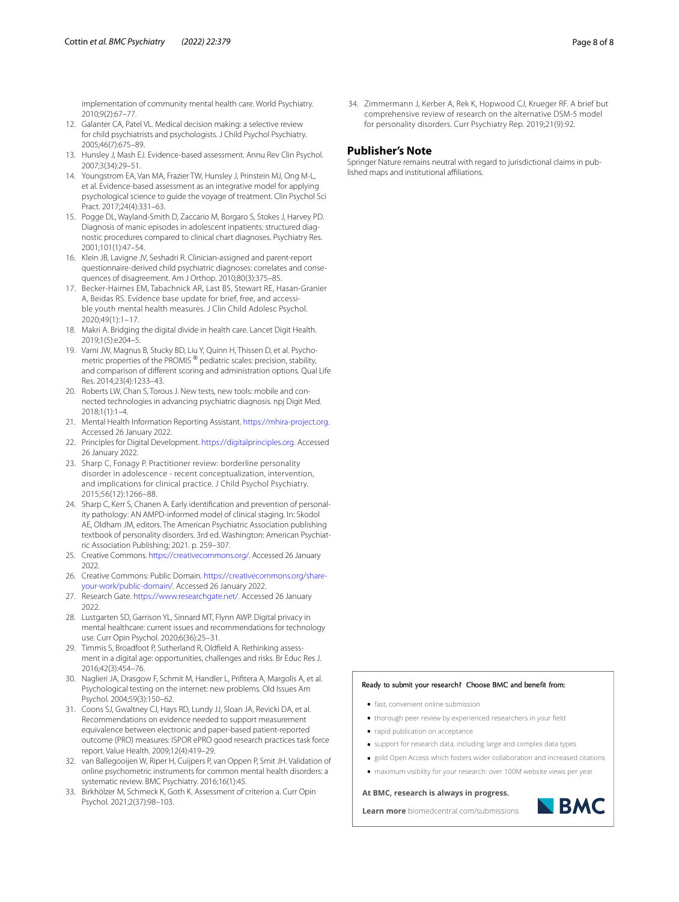implementation of community mental health care. World Psychiatry. 2010;9(2):67–77.

12. Galanter CA, Patel VL. Medical decision making: a selective review for child psychiatrists and psychologists. J Child Psychol Psychiatry. 2005;46(7):675–89.
13. Hunsley J, Mash EJ. Evidence-based assessment. Annu Rev Clin Psychol. 2007;3(34):29–51.
14. Youngstrom EA, Van MA, Frazier TW, Hunsley J, Prinstein MJ, Ong M-L, et al. Evidence-based assessment as an integrative model for applying psychological science to guide the voyage of treatment. Clin Psychol Sci Pract. 2017;24(4):331–63.
15. Pogge DL, Wayland-Smith D, Zaccario M, Borgaro S, Stokes J, Harvey PD. Diagnosis of manic episodes in adolescent inpatients: structured diagnostic procedures compared to clinical chart diagnoses. Psychiatry Res. 2001;101(1):47–54.
16. Klein JB, Lavigne JV, Seshadri R. Clinician-assigned and parent-report questionnaire-derived child psychiatric diagnoses: correlates and consequences of disagreement. Am J Orthop. 2010;80(3):375–85.
17. Becker-Haimes EM, Tabachnick AR, Last BS, Stewart RE, Hasan-Granier A, Beidas RS. Evidence base update for brief, free, and accessible youth mental health measures. J Clin Child Adolesc Psychol. 2020;49(1):1–17.
18. Makri A. Bridging the digital divide in health care. Lancet Digit Health. 2019;1(5):e204–5.
19. Varni JW, Magnus B, Stucky BD, Liu Y, Quinn H, Thissen D, et al. Psychometric properties of the PROMIS ® pediatric scales: precision, stability, and comparison of different scoring and administration options. Qual Life Res. 2014;23(4):1233–43.
20. Roberts LW, Chan S, Torous J. New tests, new tools: mobile and connected technologies in advancing psychiatric diagnosis. npj Digit Med. 2018;1(1):1–4.
21. Mental Health Information Reporting Assistant. https://mhira-project.org. Accessed 26 January 2022.
22. Principles for Digital Development. https://digitalprinciples.org. Accessed 26 January 2022.
23. Sharp C, Fonagy P. Practitioner review: borderline personality disorder in adolescence - recent conceptualization, intervention, and implications for clinical practice. J Child Psychol Psychiatry. 2015;56(12):1266–88.
24. Sharp C, Kerr S, Chanen A. Early identification and prevention of personality pathology: AN AMPD-informed model of clinical staging. In: Skodol AE, Oldham JM, editors. The American Psychiatric Association publishing textbook of personality disorders. 3rd ed. Washington: American Psychiatric Association Publishing; 2021. p. 259–307.
25. Creative Commons. https://creativecommons.org/. Accessed 26 January 2022.
26. Creative Commons: Public Domain. https://creativecommons.org/share-your-work/public-domain/. Accessed 26 January 2022.
27. Research Gate. https://www.researchgate.net/. Accessed 26 January 2022.
28. Lustgarten SD, Garrison YL, Sinnard MT, Flynn AWP. Digital privacy in mental healthcare: current issues and recommendations for technology use. Curr Opin Psychol. 2020;6(36):25–31.
29. Timmis S, Broadfoot P, Sutherland R, Oldfield A. Rethinking assessment in a digital age: opportunities, challenges and risks. Br Educ Res J. 2016;42(3):454–76.
30. Naglieri JA, Drasgow F, Schmit M, Handler L, Prifitera A, Margolis A, et al. Psychological testing on the internet: new problems. Old Issues Am Psychol. 2004;59(3):150–62.
31. Coons SJ, Gwaltney CJ, Hays RD, Lundy JJ, Sloan JA, Revicki DA, et al. Recommendations on evidence needed to support measurement equivalence between electronic and paper-based patient-reported outcome (PRO) measures: ISPOR ePRO good research practices task force report. Value Health. 2009;12(4):419–29.
32. van Ballegooijen W, Riper H, Cuijpers P, van Oppen P, Smit JH. Validation of online psychometric instruments for common mental health disorders: a systematic review. BMC Psychiatry. 2016;16(1):45.
33. Birkhölzer M, Schmeck K, Goth K. Assessment of criterion a. Curr Opin Psychol. 2021;2(37):98–103.
34. Zimmermann J, Kerber A, Rek K, Hopwood CJ, Krueger RF. A brief but comprehensive review of research on the alternative DSM-5 model for personality disorders. Curr Psychiatry Rep. 2019;21(9):92.

## Publisher's Note

Springer Nature remains neutral with regard to jurisdictional claims in published maps and institutional affiliations.

Ready to submit your research? Choose BMC and benefit from:

- fast, convenient online submission
- thorough peer review by experienced researchers in your field
- rapid publication on acceptance
- support for research data, including large and complex data types
- gold Open Access which fosters wider collaboration and increased citations
- maximum visibility for your research: over 100M website views per year

**At BMC, research is always in progress.**

**Learn more** biomedcentral.com/submissions

BMC